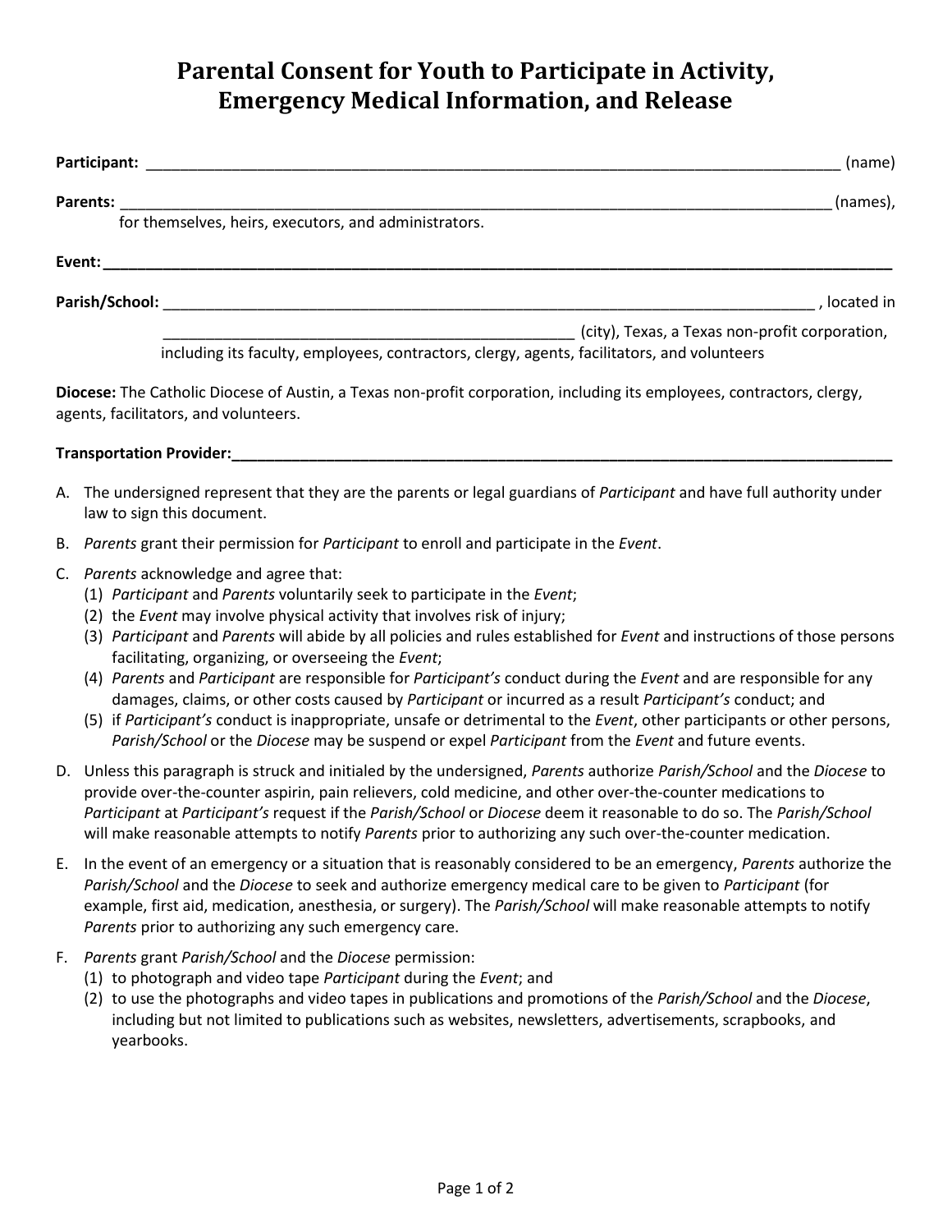# Parental Consent for Youth to Participate in Activity, Emergency Medical Information, and Release

**Participant:** ______________________________________________________________________________ (name)

**Parents:** _________________________________________________________________________________ (names), for themselves, heirs, executors, and administrators.

**Event:** ___________________________________________________________________________________________

**Parish/School:** __________________________________________________________________________ , located in __________________________________________________ (city), Texas, a Texas non-profit corporation, including its faculty, employees, contractors, clergy, agents, facilitators, and volunteers

**Diocese:** The Catholic Diocese of Austin, a Texas non-profit corporation, including its employees, contractors, clergy, agents, facilitators, and volunteers.

**Transportation Provider:** _________________________________________________________________________

A. The undersigned represent that they are the parents or legal guardians of *Participant* and have full authority under law to sign this document.

B. *Parents* grant their permission for *Participant* to enroll and participate in the *Event*.

C. *Parents* acknowledge and agree that:
   (1) *Participant* and *Parents* voluntarily seek to participate in the *Event*;
   (2) the *Event* may involve physical activity that involves risk of injury;
   (3) *Participant* and *Parents* will abide by all policies and rules established for *Event* and instructions of those persons facilitating, organizing, or overseeing the *Event*;
   (4) *Parents* and *Participant* are responsible for *Participant's* conduct during the *Event* and are responsible for any damages, claims, or other costs caused by *Participant* or incurred as a result *Participant's* conduct; and
   (5) if *Participant's* conduct is inappropriate, unsafe or detrimental to the *Event*, other participants or other persons, *Parish/School* or the *Diocese* may be suspend or expel *Participant* from the *Event* and future events.

D. Unless this paragraph is struck and initialed by the undersigned, *Parents* authorize *Parish/School* and the *Diocese* to provide over-the-counter aspirin, pain relievers, cold medicine, and other over-the-counter medications to *Participant* at *Participant's* request if the *Parish/School* or *Diocese* deem it reasonable to do so. The *Parish/School* will make reasonable attempts to notify *Parents* prior to authorizing any such over-the-counter medication.

E. In the event of an emergency or a situation that is reasonably considered to be an emergency, *Parents* authorize the *Parish/School* and the *Diocese* to seek and authorize emergency medical care to be given to *Participant* (for example, first aid, medication, anesthesia, or surgery). The *Parish/School* will make reasonable attempts to notify *Parents* prior to authorizing any such emergency care.

F. *Parents* grant *Parish/School* and the *Diocese* permission:
   (1) to photograph and video tape *Participant* during the *Event*; and
   (2) to use the photographs and video tapes in publications and promotions of the *Parish/School* and the *Diocese*, including but not limited to publications such as websites, newsletters, advertisements, scrapbooks, and yearbooks.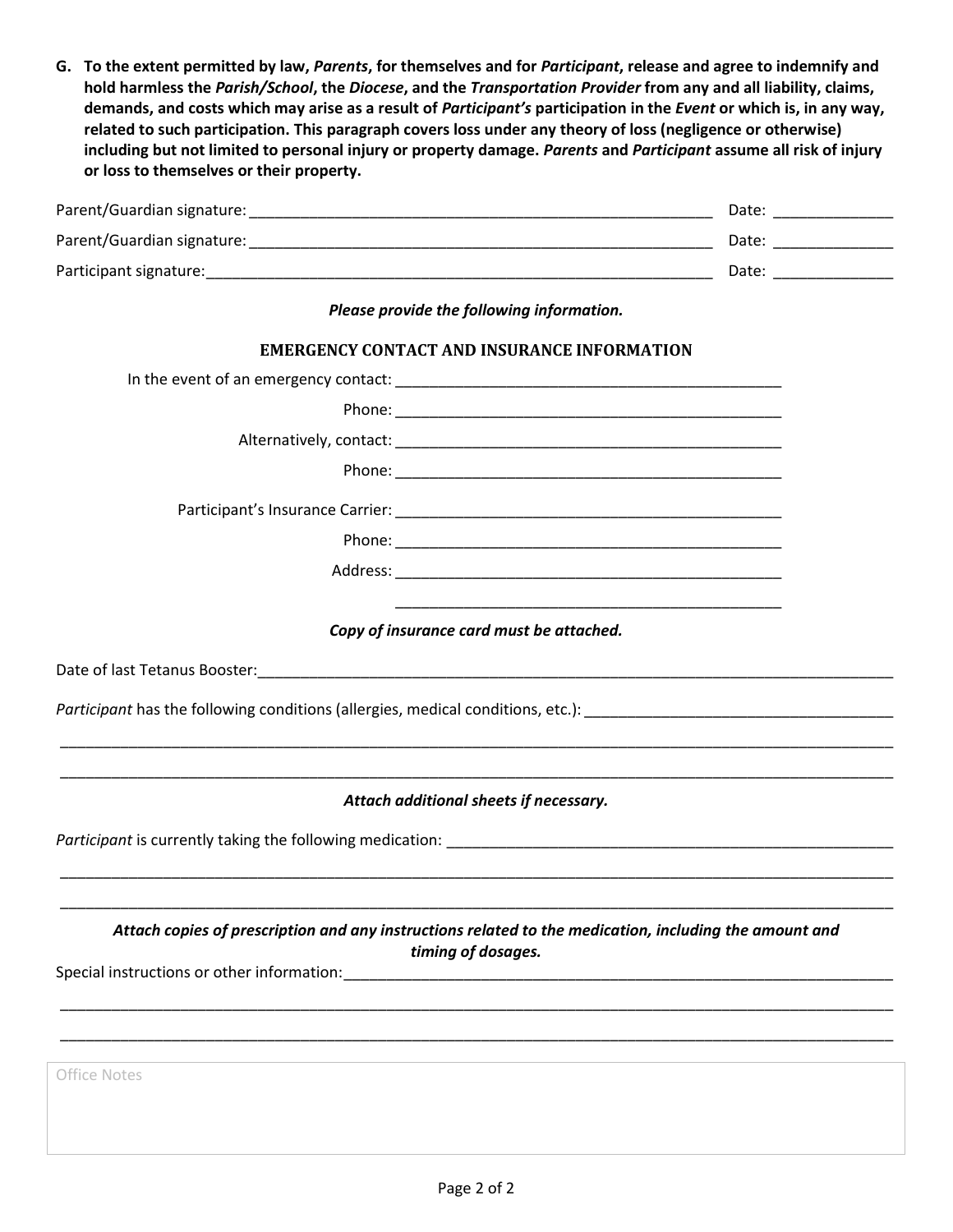**G. To the extent permitted by law, *Parents*, for themselves and for *Participant*, release and agree to indemnify and hold harmless the *Parish/School*, the *Diocese*, and the *Transportation Provider* from any and all liability, claims, demands, and costs which may arise as a result of *Participant's* participation in the *Event* or which is, in any way, related to such participation. This paragraph covers loss under any theory of loss (negligence or otherwise) including but not limited to personal injury or property damage. *Parents* and *Participant* assume all risk of injury or loss to themselves or their property.**

Parent/Guardian signature: ________________________________________________ Date: ______________

Parent/Guardian signature: ________________________________________________ Date: ______________

Participant signature: ____________________________________________________ Date: ______________

*Please provide the following information.*

## EMERGENCY CONTACT AND INSURANCE INFORMATION

In the event of an emergency contact: _______________________________________________

Phone: _______________________________________________

Alternatively, contact: _______________________________________________

Phone: _______________________________________________

Participant's Insurance Carrier: _______________________________________________

Phone: _______________________________________________

Address: _______________________________________________

_______________________________________________

*Copy of insurance card must be attached.*

Date of last Tetanus Booster: ____________________________________________________________________

*Participant* has the following conditions (allergies, medical conditions, etc.): ____________________________________

_____________________________________________________________________________________________

_____________________________________________________________________________________________

*Attach additional sheets if necessary.*

*Participant* is currently taking the following medication: ___________________________________________________

_____________________________________________________________________________________________

_____________________________________________________________________________________________

***Attach copies of prescription and any instructions related to the medication, including the amount and timing of dosages.***

Special instructions or other information: _______________________________________________________________

_____________________________________________________________________________________________

_____________________________________________________________________________________________

Office Notes